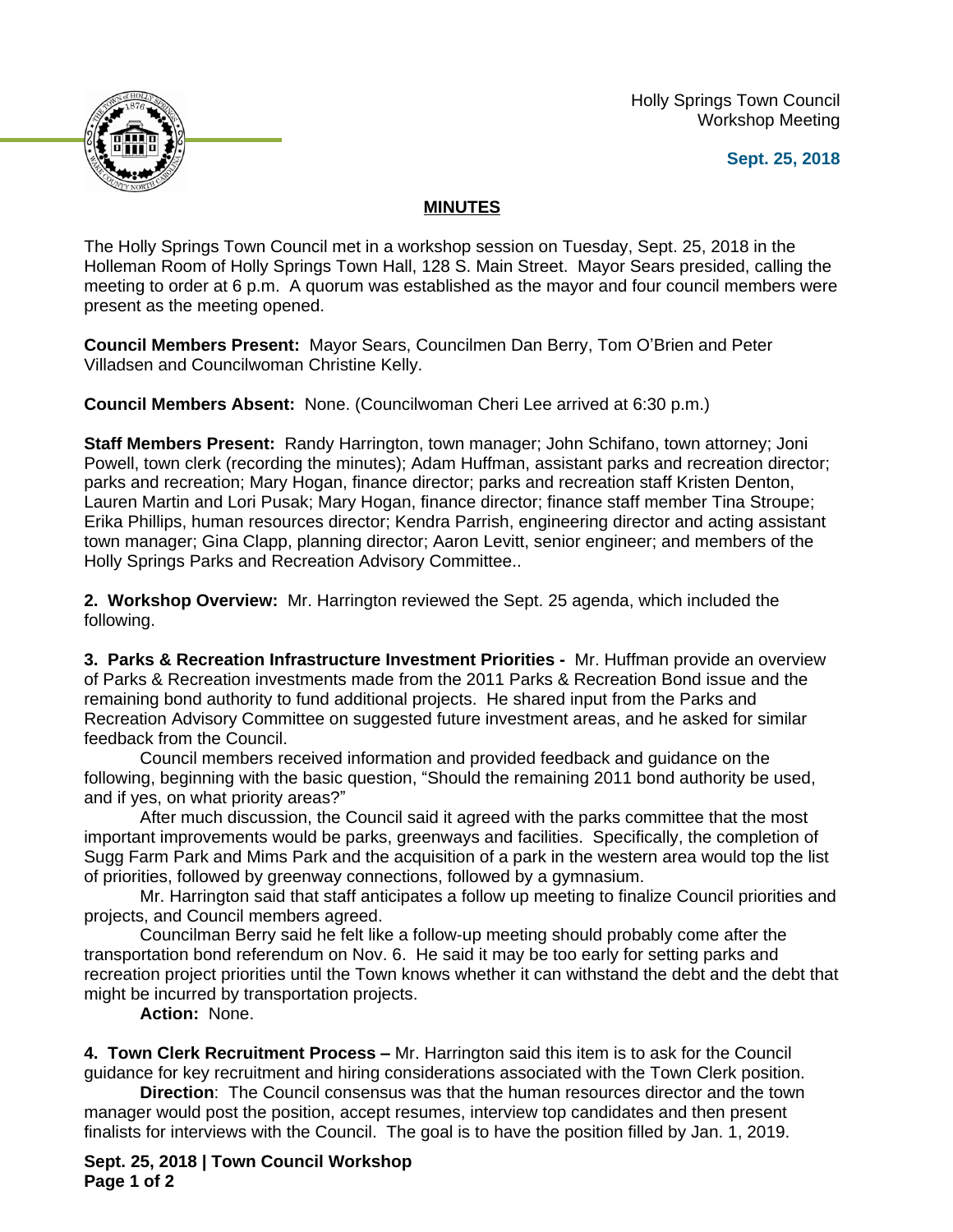Holly Springs Town Council
Workshop Meeting

**Sept. 25, 2018**

## MINUTES

The Holly Springs Town Council met in a workshop session on Tuesday, Sept. 25, 2018 in the Holleman Room of Holly Springs Town Hall, 128 S. Main Street. Mayor Sears presided, calling the meeting to order at 6 p.m. A quorum was established as the mayor and four council members were present as the meeting opened.

**Council Members Present:** Mayor Sears, Councilmen Dan Berry, Tom O'Brien and Peter Villadsen and Councilwoman Christine Kelly.

**Council Members Absent:** None. (Councilwoman Cheri Lee arrived at 6:30 p.m.)

**Staff Members Present:** Randy Harrington, town manager; John Schifano, town attorney; Joni Powell, town clerk (recording the minutes); Adam Huffman, assistant parks and recreation director; parks and recreation; Mary Hogan, finance director; parks and recreation staff Kristen Denton, Lauren Martin and Lori Pusak; Mary Hogan, finance director; finance staff member Tina Stroupe; Erika Phillips, human resources director; Kendra Parrish, engineering director and acting assistant town manager; Gina Clapp, planning director; Aaron Levitt, senior engineer; and members of the Holly Springs Parks and Recreation Advisory Committee..

**2. Workshop Overview:** Mr. Harrington reviewed the Sept. 25 agenda, which included the following.

**3. Parks & Recreation Infrastructure Investment Priorities -** Mr. Huffman provide an overview of Parks & Recreation investments made from the 2011 Parks & Recreation Bond issue and the remaining bond authority to fund additional projects. He shared input from the Parks and Recreation Advisory Committee on suggested future investment areas, and he asked for similar feedback from the Council.

Council members received information and provided feedback and guidance on the following, beginning with the basic question, "Should the remaining 2011 bond authority be used, and if yes, on what priority areas?"

After much discussion, the Council said it agreed with the parks committee that the most important improvements would be parks, greenways and facilities. Specifically, the completion of Sugg Farm Park and Mims Park and the acquisition of a park in the western area would top the list of priorities, followed by greenway connections, followed by a gymnasium.

Mr. Harrington said that staff anticipates a follow up meeting to finalize Council priorities and projects, and Council members agreed.

Councilman Berry said he felt like a follow-up meeting should probably come after the transportation bond referendum on Nov. 6. He said it may be too early for setting parks and recreation project priorities until the Town knows whether it can withstand the debt and the debt that might be incurred by transportation projects.

**Action:** None.

**4. Town Clerk Recruitment Process –** Mr. Harrington said this item is to ask for the Council guidance for key recruitment and hiring considerations associated with the Town Clerk position.

**Direction**: The Council consensus was that the human resources director and the town manager would post the position, accept resumes, interview top candidates and then present finalists for interviews with the Council. The goal is to have the position filled by Jan. 1, 2019.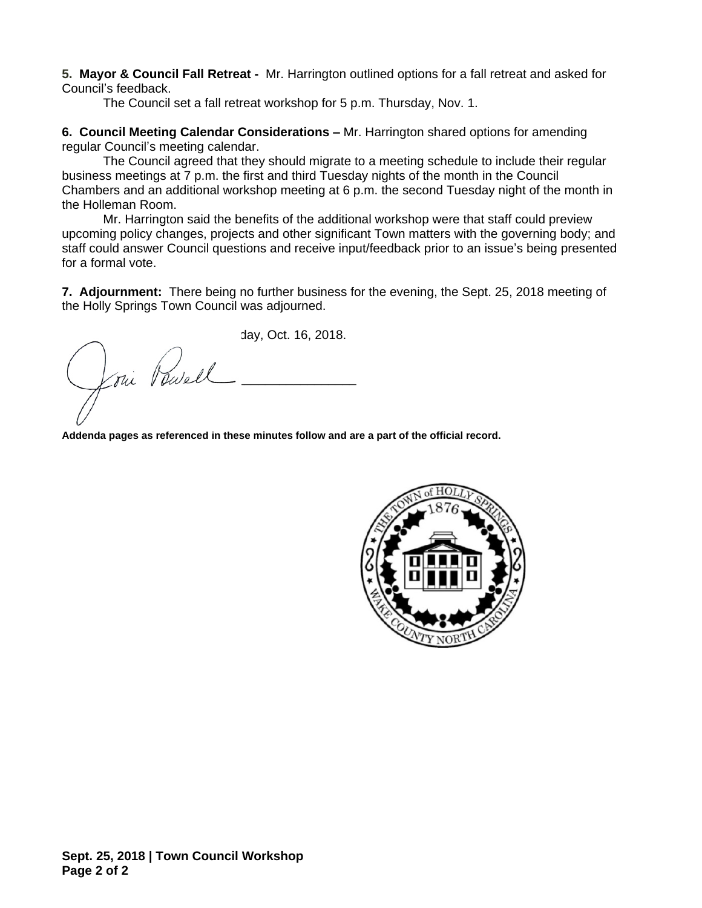**5. Mayor & Council Fall Retreat -** Mr. Harrington outlined options for a fall retreat and asked for Council's feedback.

The Council set a fall retreat workshop for 5 p.m. Thursday, Nov. 1.

**6. Council Meeting Calendar Considerations –** Mr. Harrington shared options for amending regular Council's meeting calendar.

The Council agreed that they should migrate to a meeting schedule to include their regular business meetings at 7 p.m. the first and third Tuesday nights of the month in the Council Chambers and an additional workshop meeting at 6 p.m. the second Tuesday night of the month in the Holleman Room.

Mr. Harrington said the benefits of the additional workshop were that staff could preview upcoming policy changes, projects and other significant Town matters with the governing body; and staff could answer Council questions and receive input/feedback prior to an issue's being presented for a formal vote.

**7. Adjournment:** There being no further business for the evening, the Sept. 25, 2018 meeting of the Holly Springs Town Council was adjourned.

day, Oct. 16, 2018.

_____________

**Addenda pages as referenced in these minutes follow and are a part of the official record.**